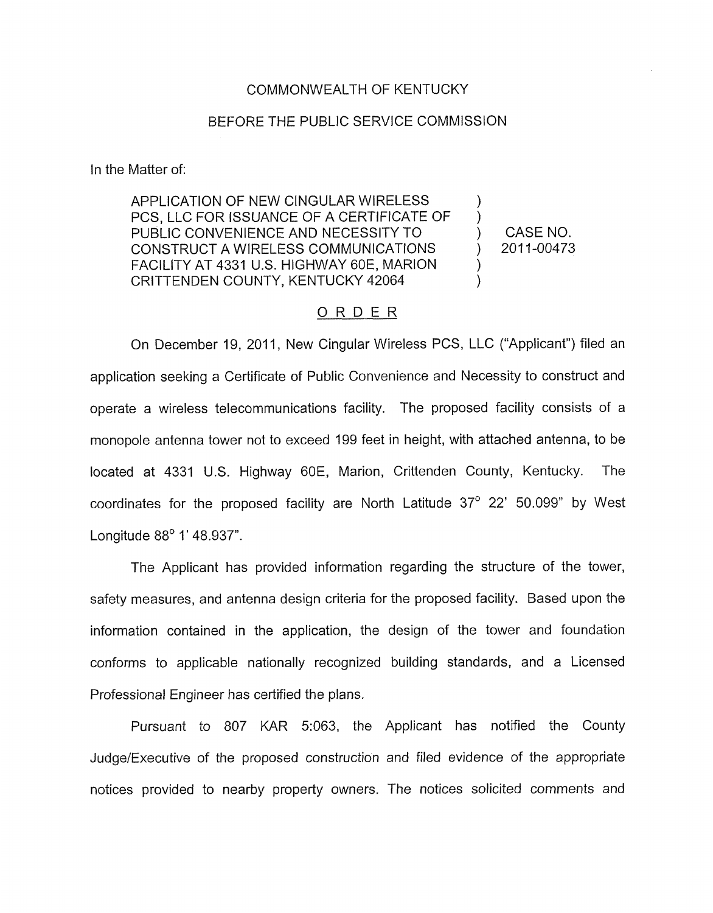COMMONWEALTH OF KENTUCKY

BEFORE THE PUBLIC SERVICE COMMISSION

In the Matter of:

| | | |
|---|---|---|
| APPLICATION OF NEW CINGULAR WIRELESS PCS, LLC FOR ISSUANCE OF A CERTIFICATE OF PUBLIC CONVENIENCE AND NECESSITY TO CONSTRUCT A WIRELESS COMMUNICATIONS FACILITY AT 4331 U.S. HIGHWAY 60E, MARION CRITTENDEN COUNTY, KENTUCKY 42064 | ) | CASE NO. 2011-00473 |

## ORDER

On December 19, 2011, New Cingular Wireless PCS, LLC ("Applicant") filed an application seeking a Certificate of Public Convenience and Necessity to construct and operate a wireless telecommunications facility. The proposed facility consists of a monopole antenna tower not to exceed 199 feet in height, with attached antenna, to be located at 4331 U.S. Highway 60E, Marion, Crittenden County, Kentucky. The coordinates for the proposed facility are North Latitude 37° 22' 50.099" by West Longitude 88° 1' 48.937".

The Applicant has provided information regarding the structure of the tower, safety measures, and antenna design criteria for the proposed facility. Based upon the information contained in the application, the design of the tower and foundation conforms to applicable nationally recognized building standards, and a Licensed Professional Engineer has certified the plans.

Pursuant to 807 KAR 5:063, the Applicant has notified the County Judge/Executive of the proposed construction and filed evidence of the appropriate notices provided to nearby property owners. The notices solicited comments and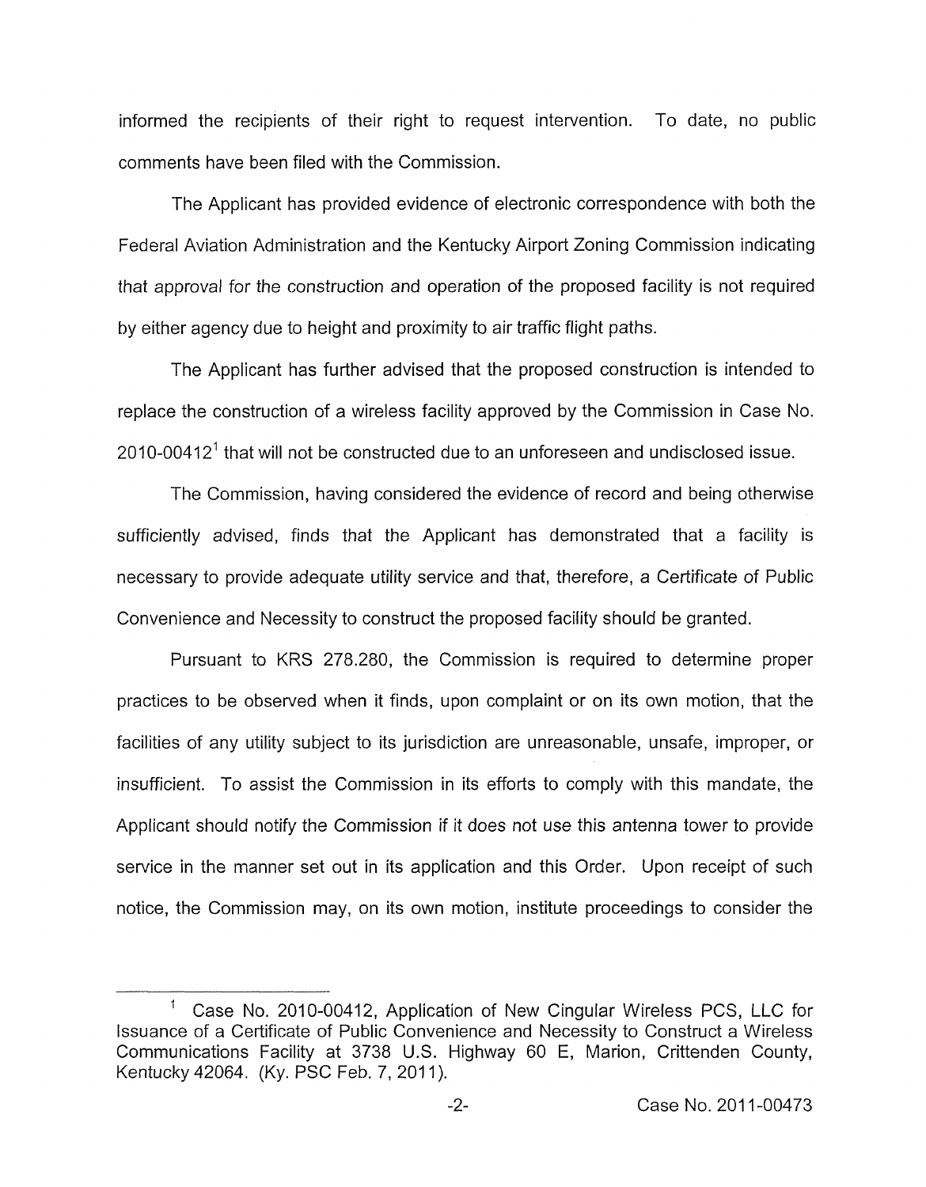informed the recipients of their right to request intervention. To date, no public comments have been filed with the Commission.

The Applicant has provided evidence of electronic correspondence with both the Federal Aviation Administration and the Kentucky Airport Zoning Commission indicating that approval for the construction and operation of the proposed facility is not required by either agency due to height and proximity to air traffic flight paths.

The Applicant has further advised that the proposed construction is intended to replace the construction of a wireless facility approved by the Commission in Case No. 2010-00412[1] that will not be constructed due to an unforeseen and undisclosed issue.

The Commission, having considered the evidence of record and being otherwise sufficiently advised, finds that the Applicant has demonstrated that a facility is necessary to provide adequate utility service and that, therefore, a Certificate of Public Convenience and Necessity to construct the proposed facility should be granted.

Pursuant to KRS 278.280, the Commission is required to determine proper practices to be observed when it finds, upon complaint or on its own motion, that the facilities of any utility subject to its jurisdiction are unreasonable, unsafe, improper, or insufficient. To assist the Commission in its efforts to comply with this mandate, the Applicant should notify the Commission if it does not use this antenna tower to provide service in the manner set out in its application and this Order. Upon receipt of such notice, the Commission may, on its own motion, institute proceedings to consider the

---

[1] Case No. 2010-00412, Application of New Cingular Wireless PCS, LLC for Issuance of a Certificate of Public Convenience and Necessity to Construct a Wireless Communications Facility at 3738 U.S. Highway 60 E, Marion, Crittenden County, Kentucky 42064. (Ky. PSC Feb. 7, 2011).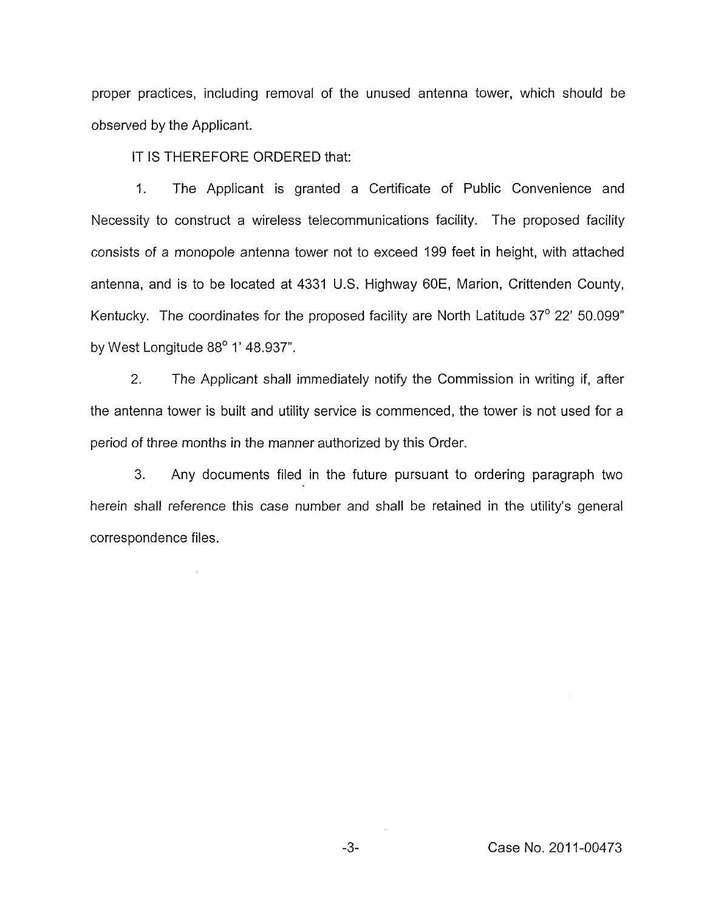proper practices, including removal of the unused antenna tower, which should be observed by the Applicant.

IT IS THEREFORE ORDERED that:

1. The Applicant is granted a Certificate of Public Convenience and Necessity to construct a wireless telecommunications facility. The proposed facility consists of a monopole antenna tower not to exceed 199 feet in height, with attached antenna, and is to be located at 4331 U.S. Highway 60E, Marion, Crittenden County, Kentucky. The coordinates for the proposed facility are North Latitude 37° 22' 50.099" by West Longitude 88° 1' 48.937".

2. The Applicant shall immediately notify the Commission in writing if, after the antenna tower is built and utility service is commenced, the tower is not used for a period of three months in the manner authorized by this Order.

3. Any documents filed in the future pursuant to ordering paragraph two herein shall reference this case number and shall be retained in the utility's general correspondence files.

Case No. 2011-00473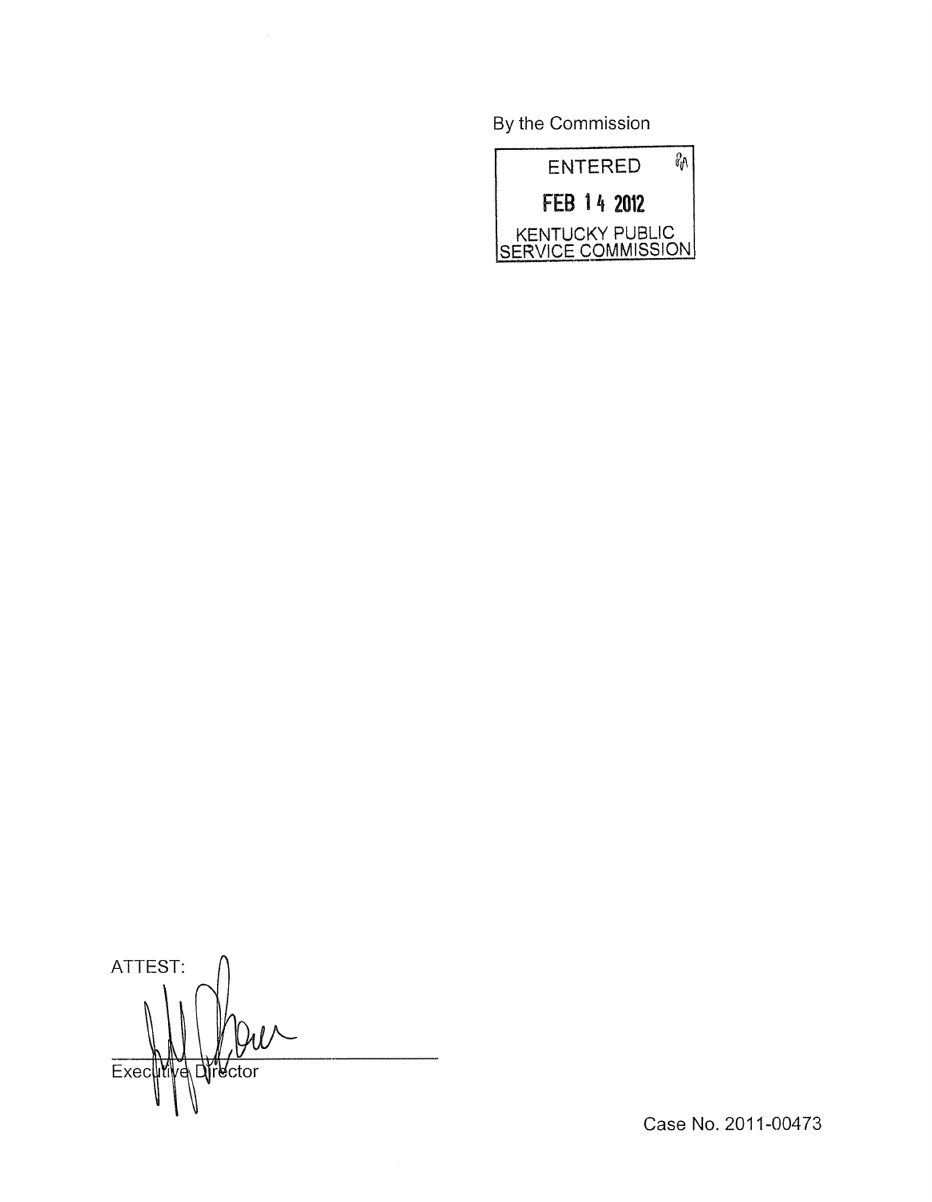By the Commission

ENTERED

FEB 14 2012

KENTUCKY PUBLIC SERVICE COMMISSION

ATTEST:

Executive Director

Case No. 2011-00473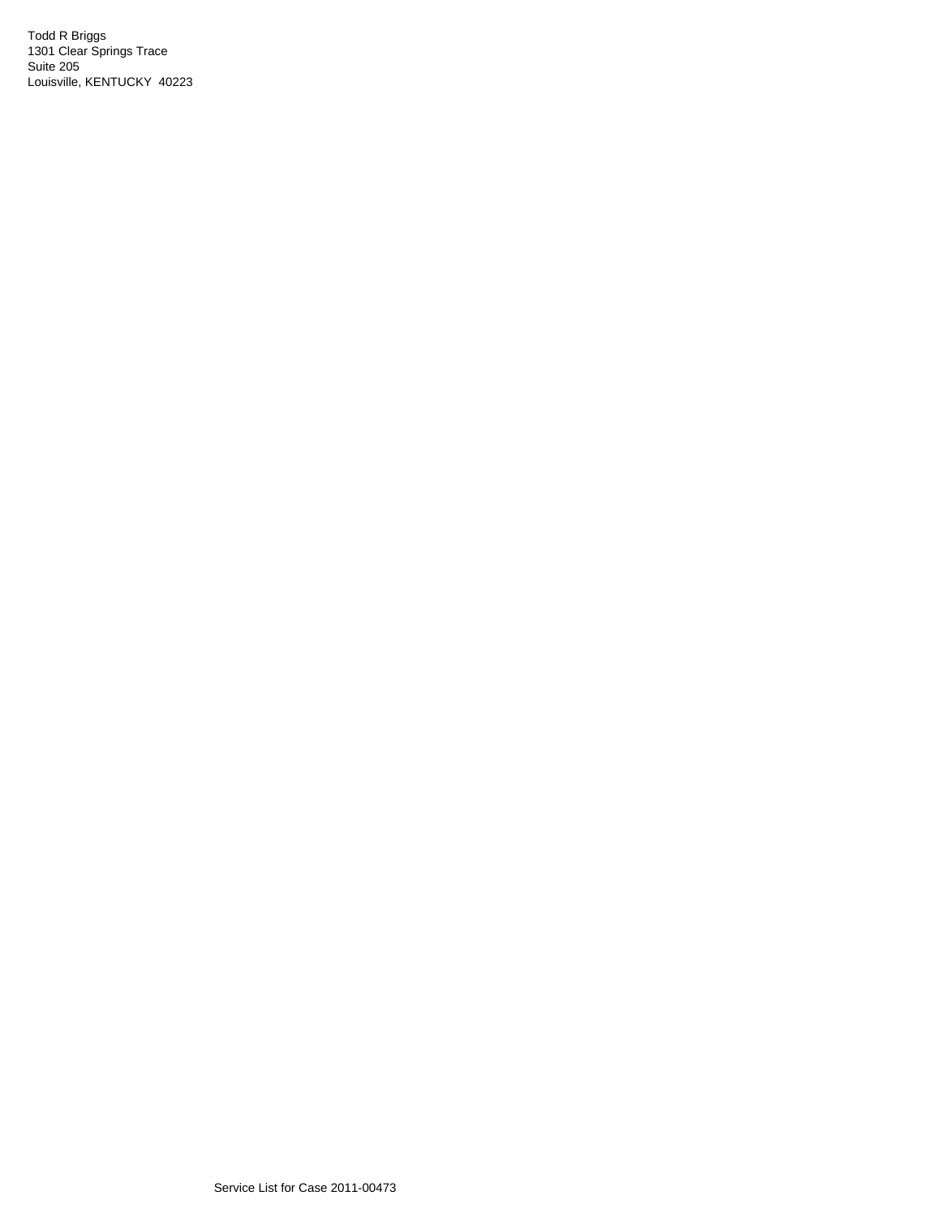Todd R Briggs
1301 Clear Springs Trace
Suite 205
Louisville, KENTUCKY  40223